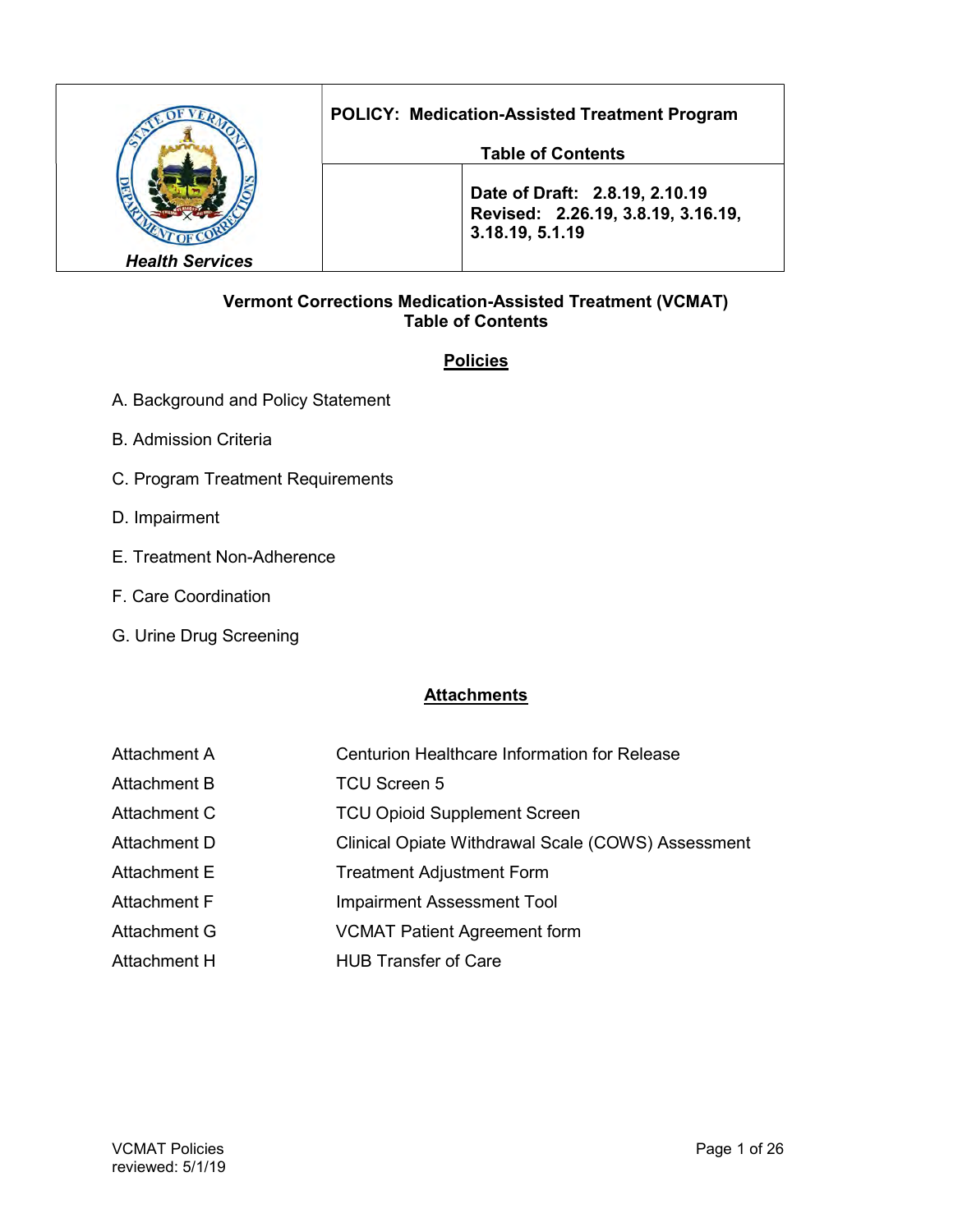| Health Services | POLICY: Medication-Assisted Treatment Program<br><br>Table of Contents | |
|---|---|---|
| | | Date of Draft: 2.8.19, 2.10.19<br>Revised: 2.26.19, 3.8.19, 3.16.19, 3.18.19, 5.1.19 |

## Vermont Corrections Medication-Assisted Treatment (VCMAT)
## Table of Contents

### Policies

A. Background and Policy Statement

B. Admission Criteria

C. Program Treatment Requirements

D. Impairment

E. Treatment Non-Adherence

F. Care Coordination

G. Urine Drug Screening

### Attachments

| | |
|---|---|
| Attachment A | Centurion Healthcare Information for Release |
| Attachment B | TCU Screen 5 |
| Attachment C | TCU Opioid Supplement Screen |
| Attachment D | Clinical Opiate Withdrawal Scale (COWS) Assessment |
| Attachment E | Treatment Adjustment Form |
| Attachment F | Impairment Assessment Tool |
| Attachment G | VCMAT Patient Agreement form |
| Attachment H | HUB Transfer of Care |

VCMAT Policies
reviewed: 5/1/19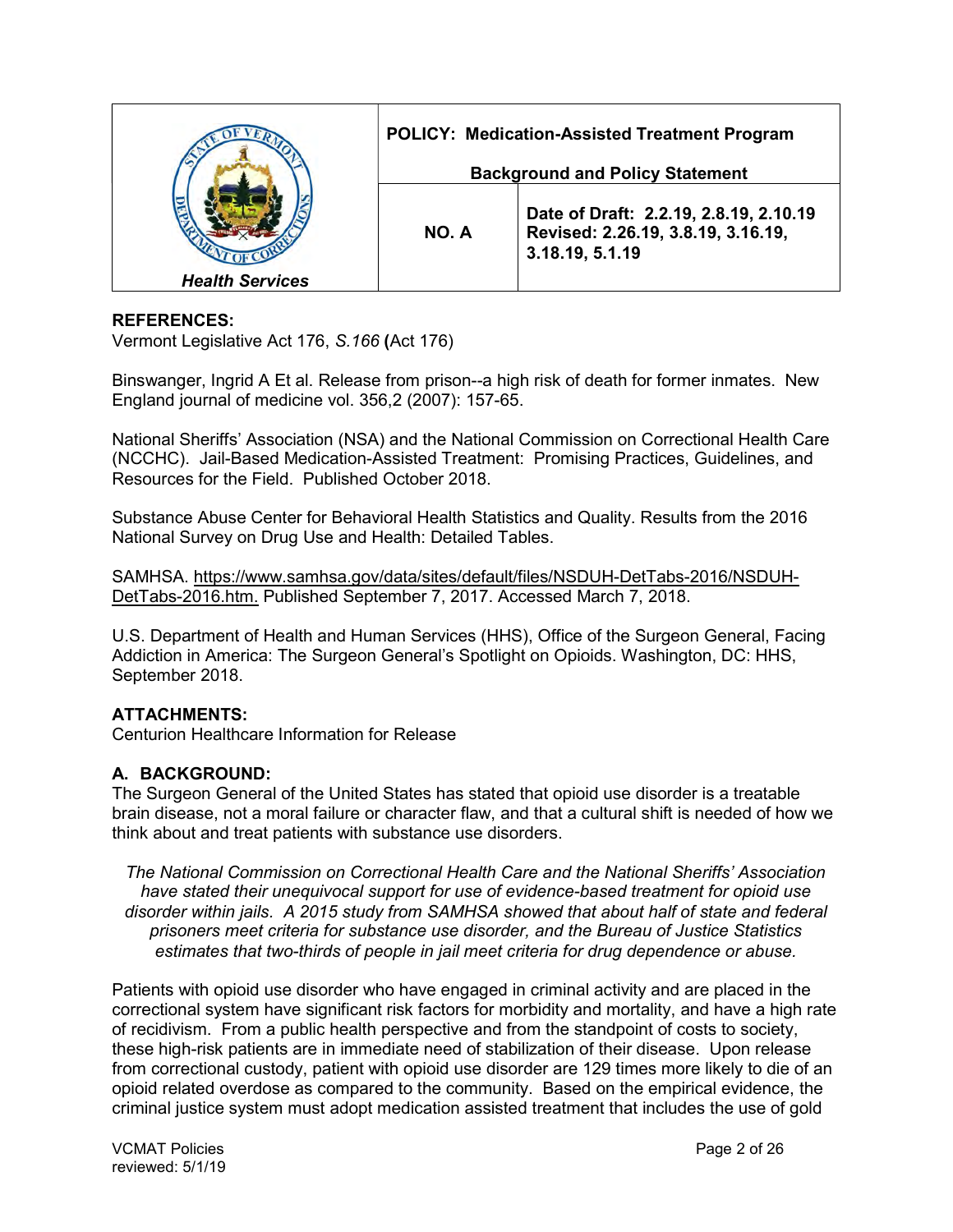| Health Services | POLICY: Medication-Assisted Treatment Program<br><br>Background and Policy Statement | |
|---|---|---|
| | NO. A | Date of Draft: 2.2.19, 2.8.19, 2.10.19<br>Revised: 2.26.19, 3.8.19, 3.16.19, 3.18.19, 5.1.19 |

**REFERENCES:**
Vermont Legislative Act 176, *S.166* **(**Act 176)

Binswanger, Ingrid A Et al. Release from prison--a high risk of death for former inmates. New England journal of medicine vol. 356,2 (2007): 157-65.

National Sheriffs' Association (NSA) and the National Commission on Correctional Health Care (NCCHC). Jail-Based Medication-Assisted Treatment: Promising Practices, Guidelines, and Resources for the Field. Published October 2018.

Substance Abuse Center for Behavioral Health Statistics and Quality. Results from the 2016 National Survey on Drug Use and Health: Detailed Tables.

SAMHSA. https://www.samhsa.gov/data/sites/default/files/NSDUH-DetTabs-2016/NSDUH-DetTabs-2016.htm. Published September 7, 2017. Accessed March 7, 2018.

U.S. Department of Health and Human Services (HHS), Office of the Surgeon General, Facing Addiction in America: The Surgeon General's Spotlight on Opioids. Washington, DC: HHS, September 2018.

**ATTACHMENTS:**
Centurion Healthcare Information for Release

## A. BACKGROUND:

The Surgeon General of the United States has stated that opioid use disorder is a treatable brain disease, not a moral failure or character flaw, and that a cultural shift is needed of how we think about and treat patients with substance use disorders.

> *The National Commission on Correctional Health Care and the National Sheriffs' Association have stated their unequivocal support for use of evidence-based treatment for opioid use disorder within jails. A 2015 study from SAMHSA showed that about half of state and federal prisoners meet criteria for substance use disorder, and the Bureau of Justice Statistics estimates that two-thirds of people in jail meet criteria for drug dependence or abuse.*

Patients with opioid use disorder who have engaged in criminal activity and are placed in the correctional system have significant risk factors for morbidity and mortality, and have a high rate of recidivism. From a public health perspective and from the standpoint of costs to society, these high-risk patients are in immediate need of stabilization of their disease. Upon release from correctional custody, patient with opioid use disorder are 129 times more likely to die of an opioid related overdose as compared to the community. Based on the empirical evidence, the criminal justice system must adopt medication assisted treatment that includes the use of gold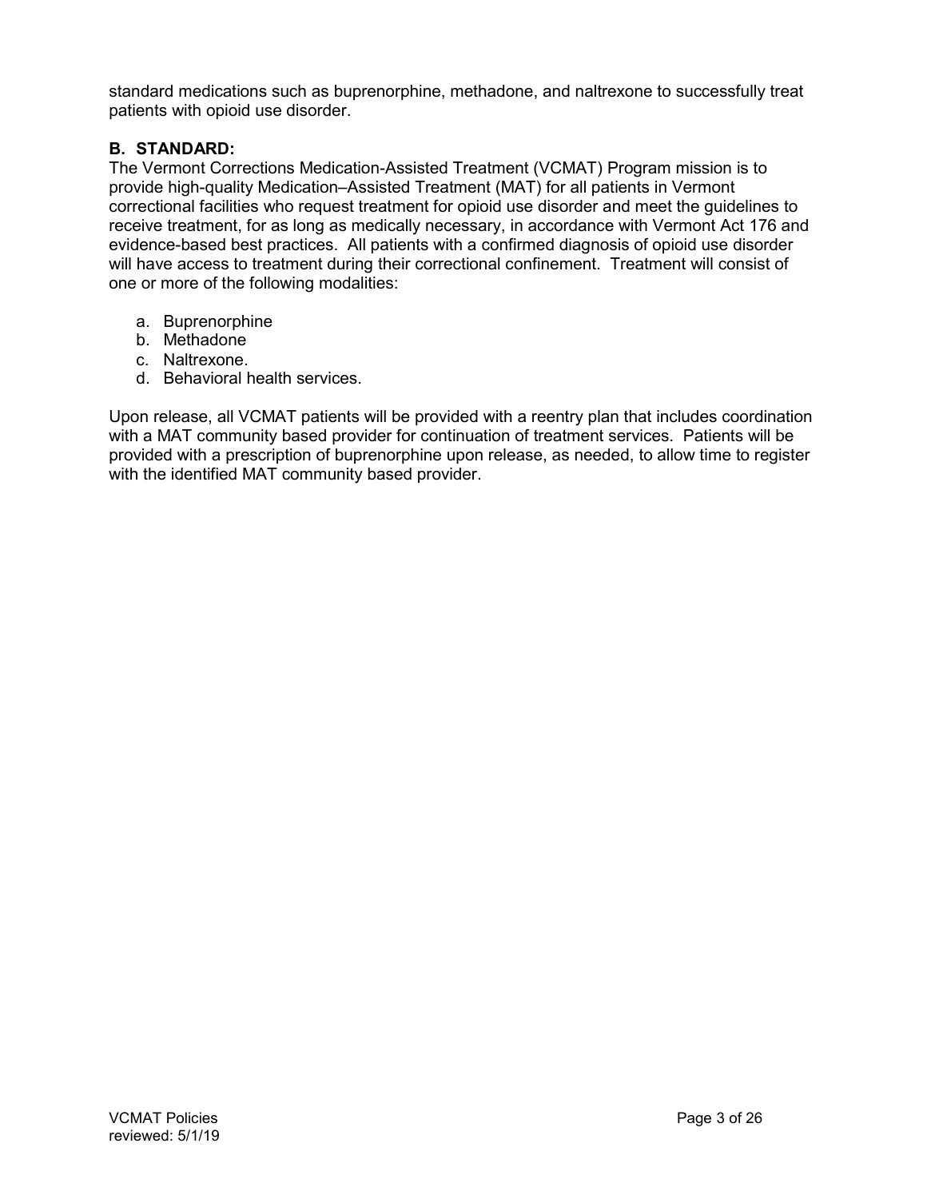standard medications such as buprenorphine, methadone, and naltrexone to successfully treat patients with opioid use disorder.

**B. STANDARD:**

The Vermont Corrections Medication-Assisted Treatment (VCMAT) Program mission is to provide high-quality Medication–Assisted Treatment (MAT) for all patients in Vermont correctional facilities who request treatment for opioid use disorder and meet the guidelines to receive treatment, for as long as medically necessary, in accordance with Vermont Act 176 and evidence-based best practices. All patients with a confirmed diagnosis of opioid use disorder will have access to treatment during their correctional confinement. Treatment will consist of one or more of the following modalities:

a. Buprenorphine
b. Methadone
c. Naltrexone.
d. Behavioral health services.

Upon release, all VCMAT patients will be provided with a reentry plan that includes coordination with a MAT community based provider for continuation of treatment services. Patients will be provided with a prescription of buprenorphine upon release, as needed, to allow time to register with the identified MAT community based provider.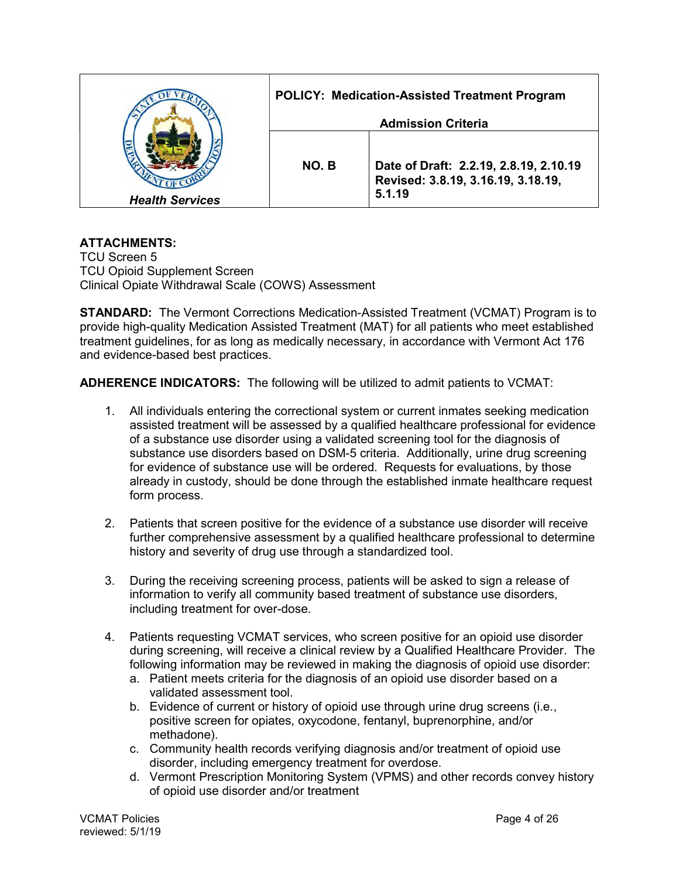| Health Services | POLICY: Medication-Assisted Treatment Program<br><br>Admission Criteria | |
|---|---|---|
| | NO. B | Date of Draft: 2.2.19, 2.8.19, 2.10.19<br>Revised: 3.8.19, 3.16.19, 3.18.19, 5.1.19 |

**ATTACHMENTS:**
TCU Screen 5
TCU Opioid Supplement Screen
Clinical Opiate Withdrawal Scale (COWS) Assessment

**STANDARD:** The Vermont Corrections Medication-Assisted Treatment (VCMAT) Program is to provide high-quality Medication Assisted Treatment (MAT) for all patients who meet established treatment guidelines, for as long as medically necessary, in accordance with Vermont Act 176 and evidence-based best practices.

**ADHERENCE INDICATORS:** The following will be utilized to admit patients to VCMAT:

1. All individuals entering the correctional system or current inmates seeking medication assisted treatment will be assessed by a qualified healthcare professional for evidence of a substance use disorder using a validated screening tool for the diagnosis of substance use disorders based on DSM-5 criteria. Additionally, urine drug screening for evidence of substance use will be ordered. Requests for evaluations, by those already in custody, should be done through the established inmate healthcare request form process.

2. Patients that screen positive for the evidence of a substance use disorder will receive further comprehensive assessment by a qualified healthcare professional to determine history and severity of drug use through a standardized tool.

3. During the receiving screening process, patients will be asked to sign a release of information to verify all community based treatment of substance use disorders, including treatment for over-dose.

4. Patients requesting VCMAT services, who screen positive for an opioid use disorder during screening, will receive a clinical review by a Qualified Healthcare Provider. The following information may be reviewed in making the diagnosis of opioid use disorder:
   a. Patient meets criteria for the diagnosis of an opioid use disorder based on a validated assessment tool.
   b. Evidence of current or history of opioid use through urine drug screens (i.e., positive screen for opiates, oxycodone, fentanyl, buprenorphine, and/or methadone).
   c. Community health records verifying diagnosis and/or treatment of opioid use disorder, including emergency treatment for overdose.
   d. Vermont Prescription Monitoring System (VPMS) and other records convey history of opioid use disorder and/or treatment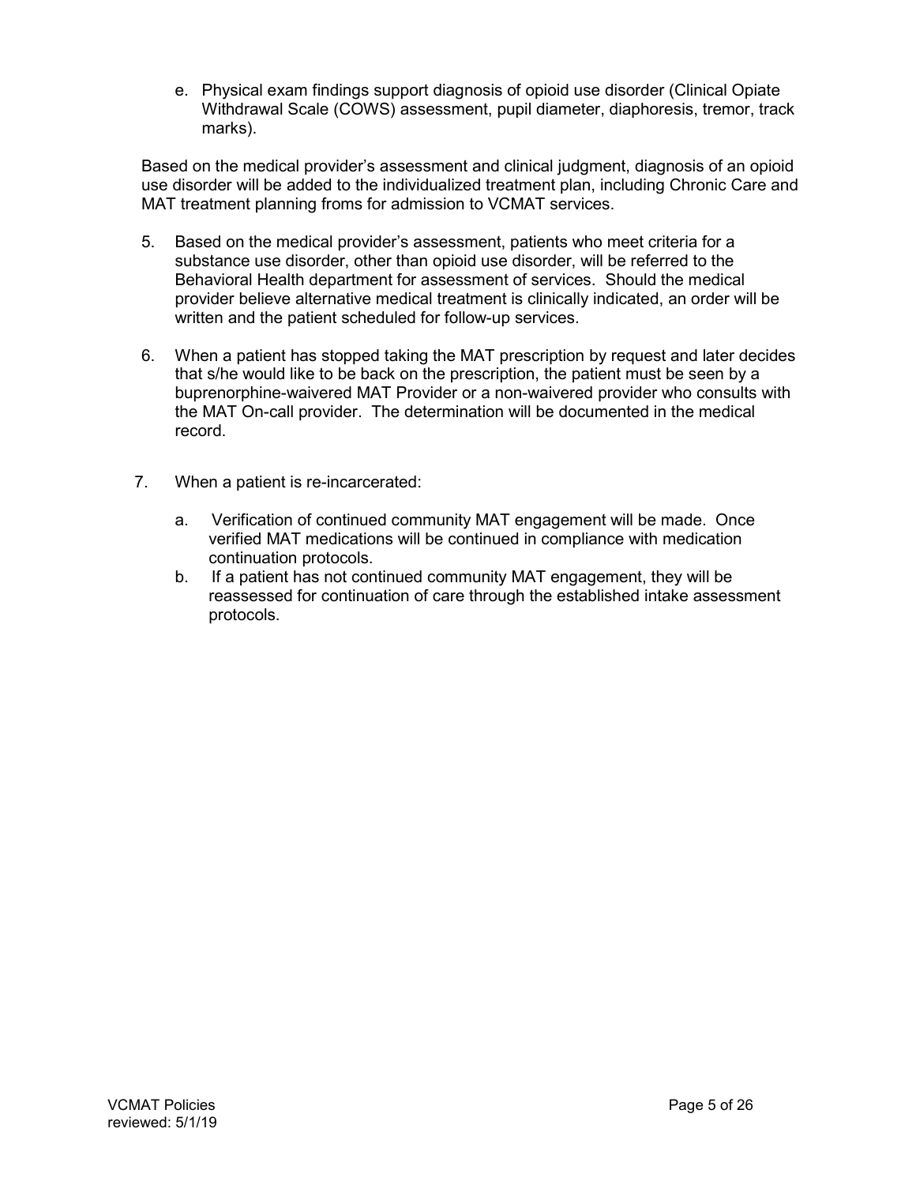e. Physical exam findings support diagnosis of opioid use disorder (Clinical Opiate Withdrawal Scale (COWS) assessment, pupil diameter, diaphoresis, tremor, track marks).

Based on the medical provider's assessment and clinical judgment, diagnosis of an opioid use disorder will be added to the individualized treatment plan, including Chronic Care and MAT treatment planning froms for admission to VCMAT services.

5. Based on the medical provider's assessment, patients who meet criteria for a substance use disorder, other than opioid use disorder, will be referred to the Behavioral Health department for assessment of services. Should the medical provider believe alternative medical treatment is clinically indicated, an order will be written and the patient scheduled for follow-up services.

6. When a patient has stopped taking the MAT prescription by request and later decides that s/he would like to be back on the prescription, the patient must be seen by a buprenorphine-waivered MAT Provider or a non-waivered provider who consults with the MAT On-call provider. The determination will be documented in the medical record.

7. When a patient is re-incarcerated:

   a. Verification of continued community MAT engagement will be made. Once verified MAT medications will be continued in compliance with medication continuation protocols.
   b. If a patient has not continued community MAT engagement, they will be reassessed for continuation of care through the established intake assessment protocols.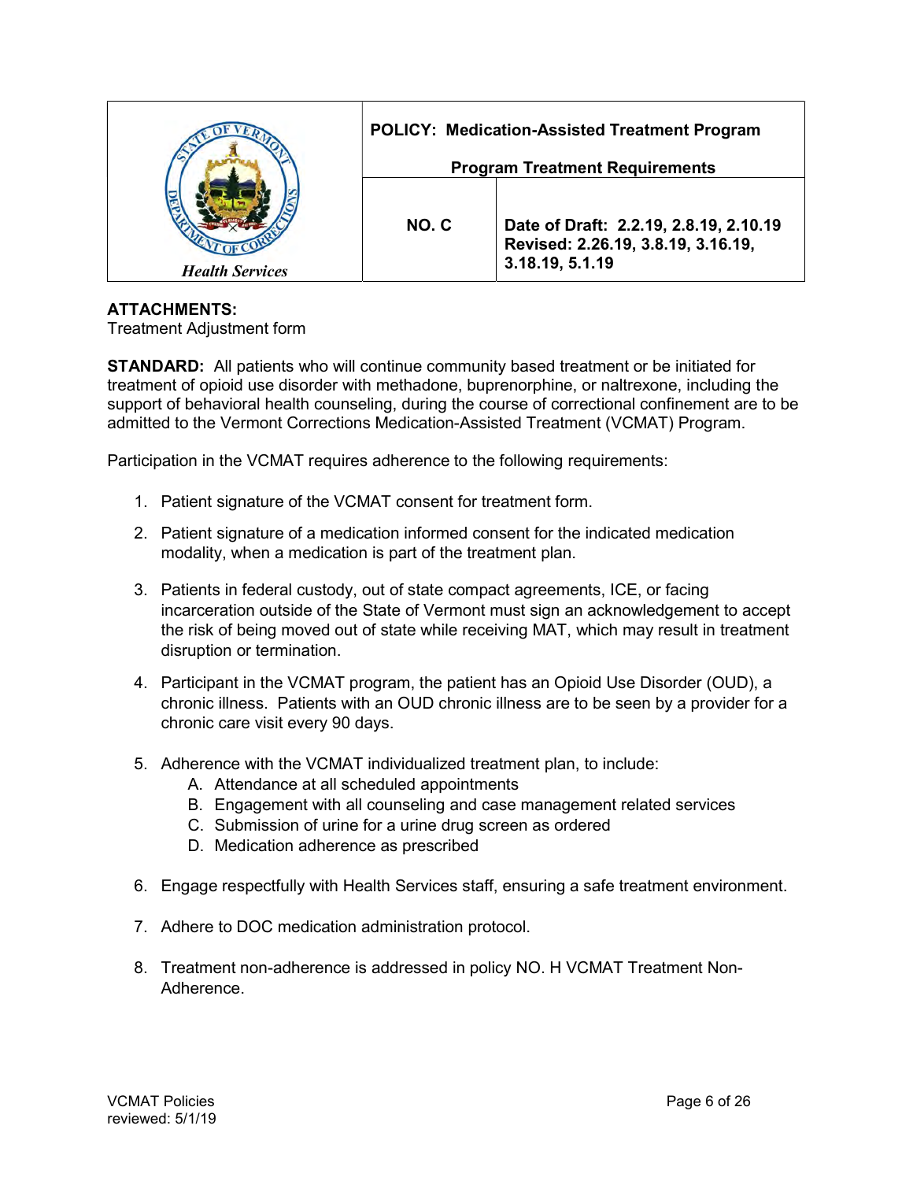| Health Services | POLICY: Medication-Assisted Treatment Program<br><br>Program Treatment Requirements | |
|---|---|---|
| | NO. C | Date of Draft: 2.2.19, 2.8.19, 2.10.19<br>Revised: 2.26.19, 3.8.19, 3.16.19, 3.18.19, 5.1.19 |

**ATTACHMENTS:**
Treatment Adjustment form

**STANDARD:** All patients who will continue community based treatment or be initiated for treatment of opioid use disorder with methadone, buprenorphine, or naltrexone, including the support of behavioral health counseling, during the course of correctional confinement are to be admitted to the Vermont Corrections Medication-Assisted Treatment (VCMAT) Program.

Participation in the VCMAT requires adherence to the following requirements:

1. Patient signature of the VCMAT consent for treatment form.

2. Patient signature of a medication informed consent for the indicated medication modality, when a medication is part of the treatment plan.

3. Patients in federal custody, out of state compact agreements, ICE, or facing incarceration outside of the State of Vermont must sign an acknowledgement to accept the risk of being moved out of state while receiving MAT, which may result in treatment disruption or termination.

4. Participant in the VCMAT program, the patient has an Opioid Use Disorder (OUD), a chronic illness. Patients with an OUD chronic illness are to be seen by a provider for a chronic care visit every 90 days.

5. Adherence with the VCMAT individualized treatment plan, to include:
   A. Attendance at all scheduled appointments
   B. Engagement with all counseling and case management related services
   C. Submission of urine for a urine drug screen as ordered
   D. Medication adherence as prescribed

6. Engage respectfully with Health Services staff, ensuring a safe treatment environment.

7. Adhere to DOC medication administration protocol.

8. Treatment non-adherence is addressed in policy NO. H VCMAT Treatment Non-Adherence.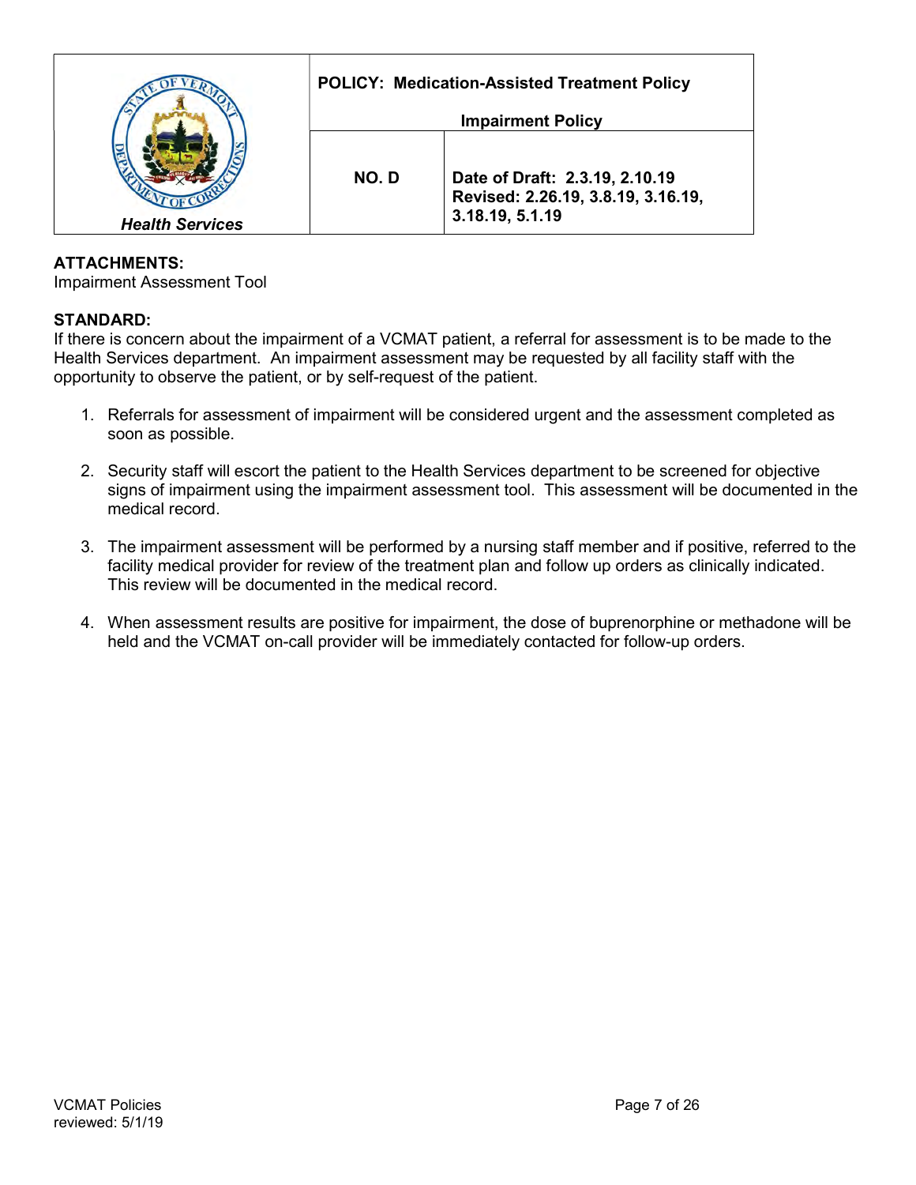| Health Services | POLICY: Medication-Assisted Treatment Policy<br><br>Impairment Policy | |
|---|---|---|
| | **NO. D** | **Date of Draft: 2.3.19, 2.10.19**<br>**Revised: 2.26.19, 3.8.19, 3.16.19, 3.18.19, 5.1.19** |

**ATTACHMENTS:**
Impairment Assessment Tool

**STANDARD:**
If there is concern about the impairment of a VCMAT patient, a referral for assessment is to be made to the Health Services department. An impairment assessment may be requested by all facility staff with the opportunity to observe the patient, or by self-request of the patient.

1. Referrals for assessment of impairment will be considered urgent and the assessment completed as soon as possible.

2. Security staff will escort the patient to the Health Services department to be screened for objective signs of impairment using the impairment assessment tool. This assessment will be documented in the medical record.

3. The impairment assessment will be performed by a nursing staff member and if positive, referred to the facility medical provider for review of the treatment plan and follow up orders as clinically indicated. This review will be documented in the medical record.

4. When assessment results are positive for impairment, the dose of buprenorphine or methadone will be held and the VCMAT on-call provider will be immediately contacted for follow-up orders.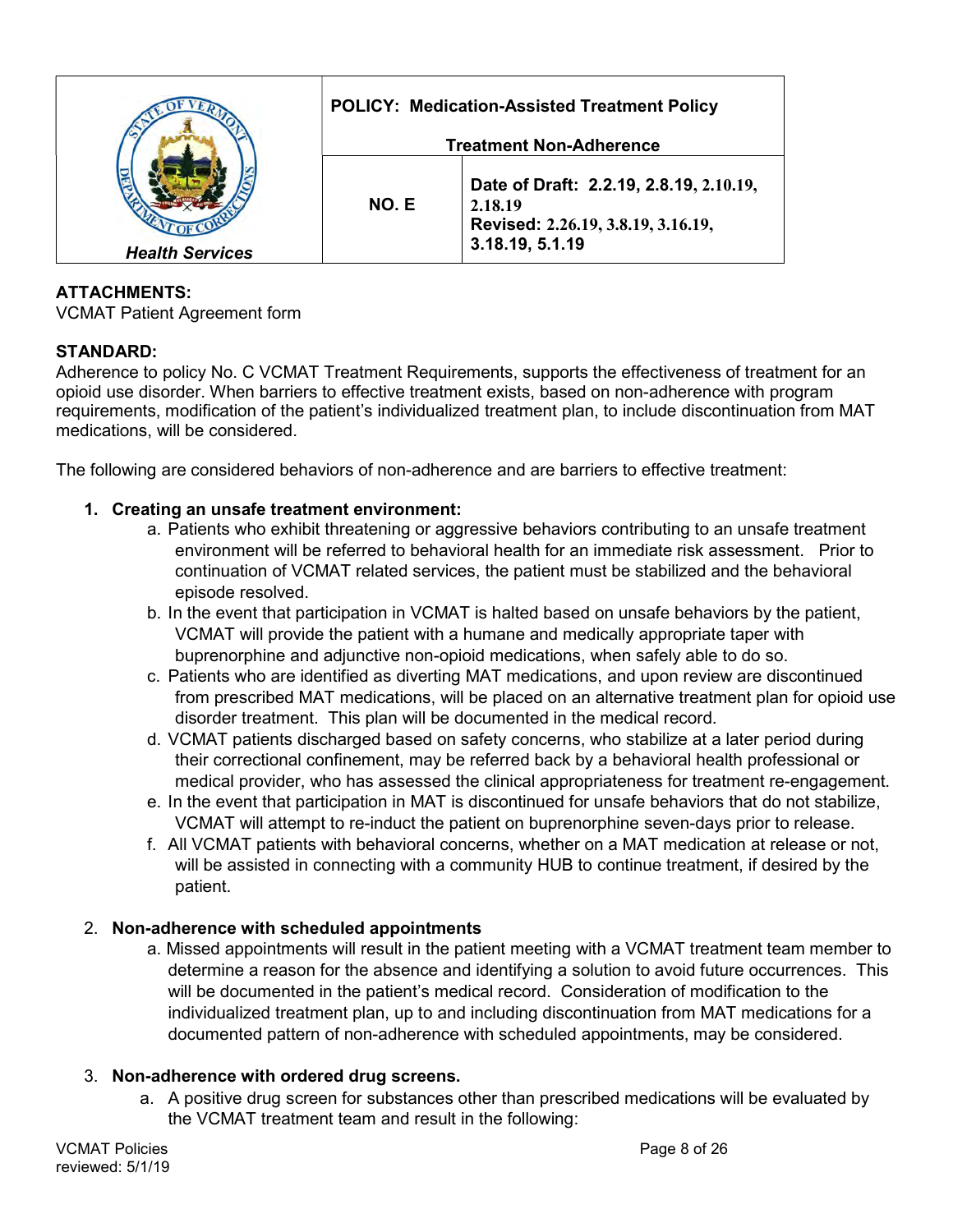| Health Services | **POLICY: Medication-Assisted Treatment Policy**<br><br>**Treatment Non-Adherence** | |
|---|---|---|
| | **NO. E** | **Date of Draft: 2.2.19, 2.8.19, 2.10.19, 2.18.19**<br>**Revised: 2.26.19, 3.8.19, 3.16.19, 3.18.19, 5.1.19** |

**ATTACHMENTS:**
VCMAT Patient Agreement form

**STANDARD:**
Adherence to policy No. C VCMAT Treatment Requirements, supports the effectiveness of treatment for an opioid use disorder. When barriers to effective treatment exists, based on non-adherence with program requirements, modification of the patient's individualized treatment plan, to include discontinuation from MAT medications, will be considered.

The following are considered behaviors of non-adherence and are barriers to effective treatment:

1. **Creating an unsafe treatment environment:**
   a. Patients who exhibit threatening or aggressive behaviors contributing to an unsafe treatment environment will be referred to behavioral health for an immediate risk assessment. Prior to continuation of VCMAT related services, the patient must be stabilized and the behavioral episode resolved.
   b. In the event that participation in VCMAT is halted based on unsafe behaviors by the patient, VCMAT will provide the patient with a humane and medically appropriate taper with buprenorphine and adjunctive non-opioid medications, when safely able to do so.
   c. Patients who are identified as diverting MAT medications, and upon review are discontinued from prescribed MAT medications, will be placed on an alternative treatment plan for opioid use disorder treatment. This plan will be documented in the medical record.
   d. VCMAT patients discharged based on safety concerns, who stabilize at a later period during their correctional confinement, may be referred back by a behavioral health professional or medical provider, who has assessed the clinical appropriateness for treatment re-engagement.
   e. In the event that participation in MAT is discontinued for unsafe behaviors that do not stabilize, VCMAT will attempt to re-induct the patient on buprenorphine seven-days prior to release.
   f. All VCMAT patients with behavioral concerns, whether on a MAT medication at release or not, will be assisted in connecting with a community HUB to continue treatment, if desired by the patient.

2. **Non-adherence with scheduled appointments**
   a. Missed appointments will result in the patient meeting with a VCMAT treatment team member to determine a reason for the absence and identifying a solution to avoid future occurrences. This will be documented in the patient's medical record. Consideration of modification to the individualized treatment plan, up to and including discontinuation from MAT medications for a documented pattern of non-adherence with scheduled appointments, may be considered.

3. **Non-adherence with ordered drug screens.**
   a. A positive drug screen for substances other than prescribed medications will be evaluated by the VCMAT treatment team and result in the following: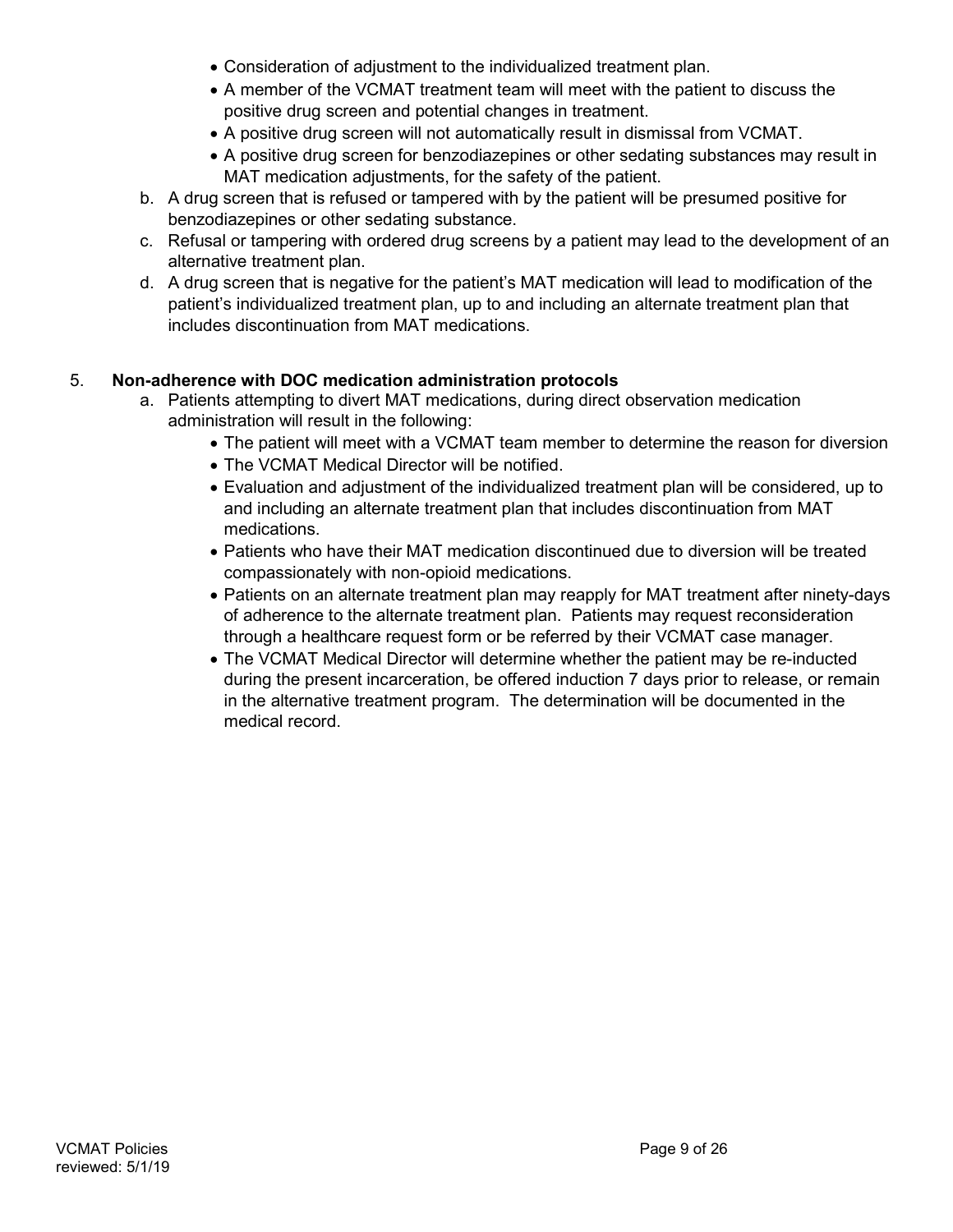- Consideration of adjustment to the individualized treatment plan.
- A member of the VCMAT treatment team will meet with the patient to discuss the positive drug screen and potential changes in treatment.
- A positive drug screen will not automatically result in dismissal from VCMAT.
- A positive drug screen for benzodiazepines or other sedating substances may result in MAT medication adjustments, for the safety of the patient.

b. A drug screen that is refused or tampered with by the patient will be presumed positive for benzodiazepines or other sedating substance.

c. Refusal or tampering with ordered drug screens by a patient may lead to the development of an alternative treatment plan.

d. A drug screen that is negative for the patient's MAT medication will lead to modification of the patient's individualized treatment plan, up to and including an alternate treatment plan that includes discontinuation from MAT medications.

5. **Non-adherence with DOC medication administration protocols**

   a. Patients attempting to divert MAT medications, during direct observation medication administration will result in the following:

   - The patient will meet with a VCMAT team member to determine the reason for diversion
   - The VCMAT Medical Director will be notified.
   - Evaluation and adjustment of the individualized treatment plan will be considered, up to and including an alternate treatment plan that includes discontinuation from MAT medications.
   - Patients who have their MAT medication discontinued due to diversion will be treated compassionately with non-opioid medications.
   - Patients on an alternate treatment plan may reapply for MAT treatment after ninety-days of adherence to the alternate treatment plan. Patients may request reconsideration through a healthcare request form or be referred by their VCMAT case manager.
   - The VCMAT Medical Director will determine whether the patient may be re-inducted during the present incarceration, be offered induction 7 days prior to release, or remain in the alternative treatment program. The determination will be documented in the medical record.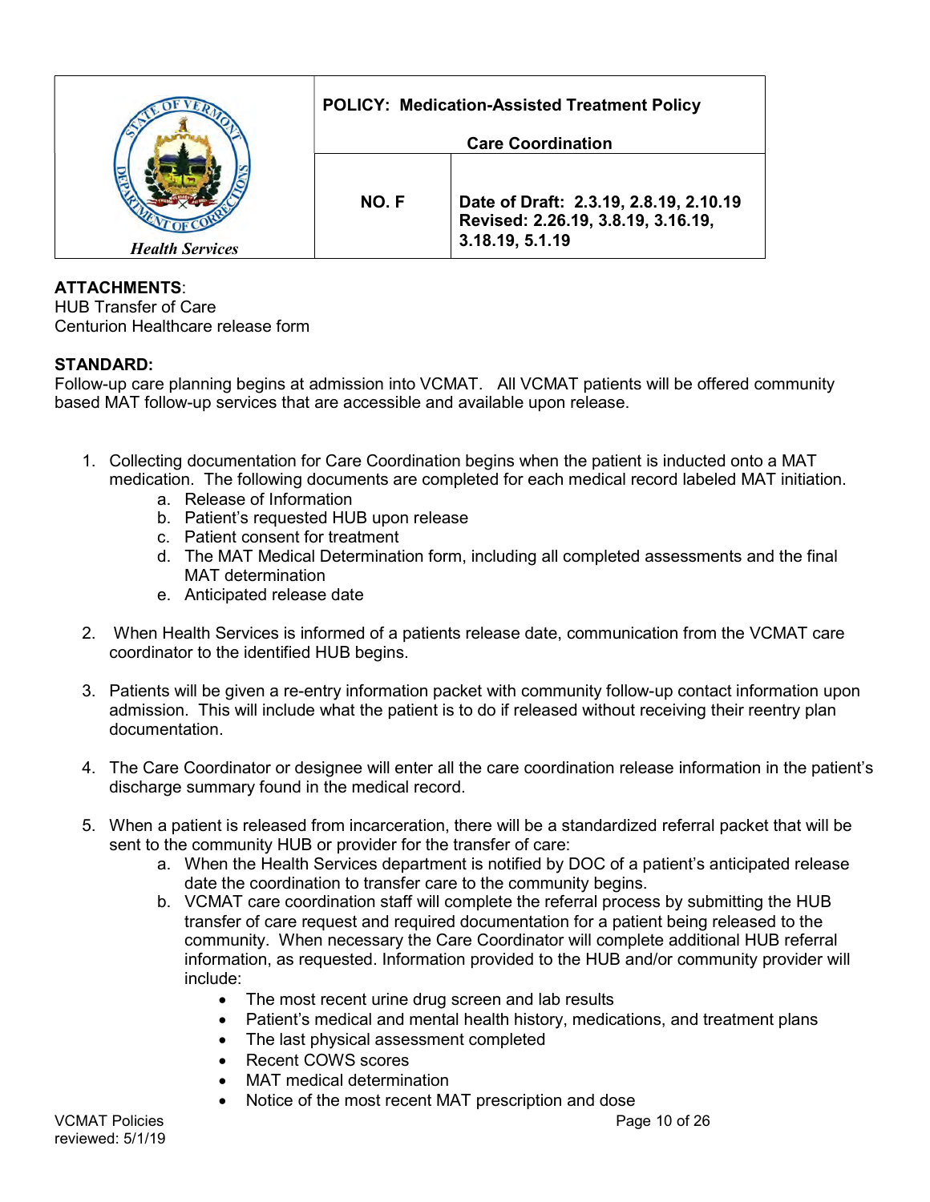| *Health Services* | **POLICY: Medication-Assisted Treatment Policy**<br><br>**Care Coordination** | |
|---|---|---|
| | **NO. F** | **Date of Draft: 2.3.19, 2.8.19, 2.10.19**<br>**Revised: 2.26.19, 3.8.19, 3.16.19, 3.18.19, 5.1.19** |

**ATTACHMENTS**:
HUB Transfer of Care
Centurion Healthcare release form

**STANDARD:**
Follow-up care planning begins at admission into VCMAT. All VCMAT patients will be offered community based MAT follow-up services that are accessible and available upon release.

1. Collecting documentation for Care Coordination begins when the patient is inducted onto a MAT medication. The following documents are completed for each medical record labeled MAT initiation.
   a. Release of Information
   b. Patient's requested HUB upon release
   c. Patient consent for treatment
   d. The MAT Medical Determination form, including all completed assessments and the final MAT determination
   e. Anticipated release date

2. When Health Services is informed of a patients release date, communication from the VCMAT care coordinator to the identified HUB begins.

3. Patients will be given a re-entry information packet with community follow-up contact information upon admission. This will include what the patient is to do if released without receiving their reentry plan documentation.

4. The Care Coordinator or designee will enter all the care coordination release information in the patient's discharge summary found in the medical record.

5. When a patient is released from incarceration, there will be a standardized referral packet that will be sent to the community HUB or provider for the transfer of care:
   a. When the Health Services department is notified by DOC of a patient's anticipated release date the coordination to transfer care to the community begins.
   b. VCMAT care coordination staff will complete the referral process by submitting the HUB transfer of care request and required documentation for a patient being released to the community. When necessary the Care Coordinator will complete additional HUB referral information, as requested. Information provided to the HUB and/or community provider will include:
      - The most recent urine drug screen and lab results
      - Patient's medical and mental health history, medications, and treatment plans
      - The last physical assessment completed
      - Recent COWS scores
      - MAT medical determination
      - Notice of the most recent MAT prescription and dose

VCMAT Policies
reviewed: 5/1/19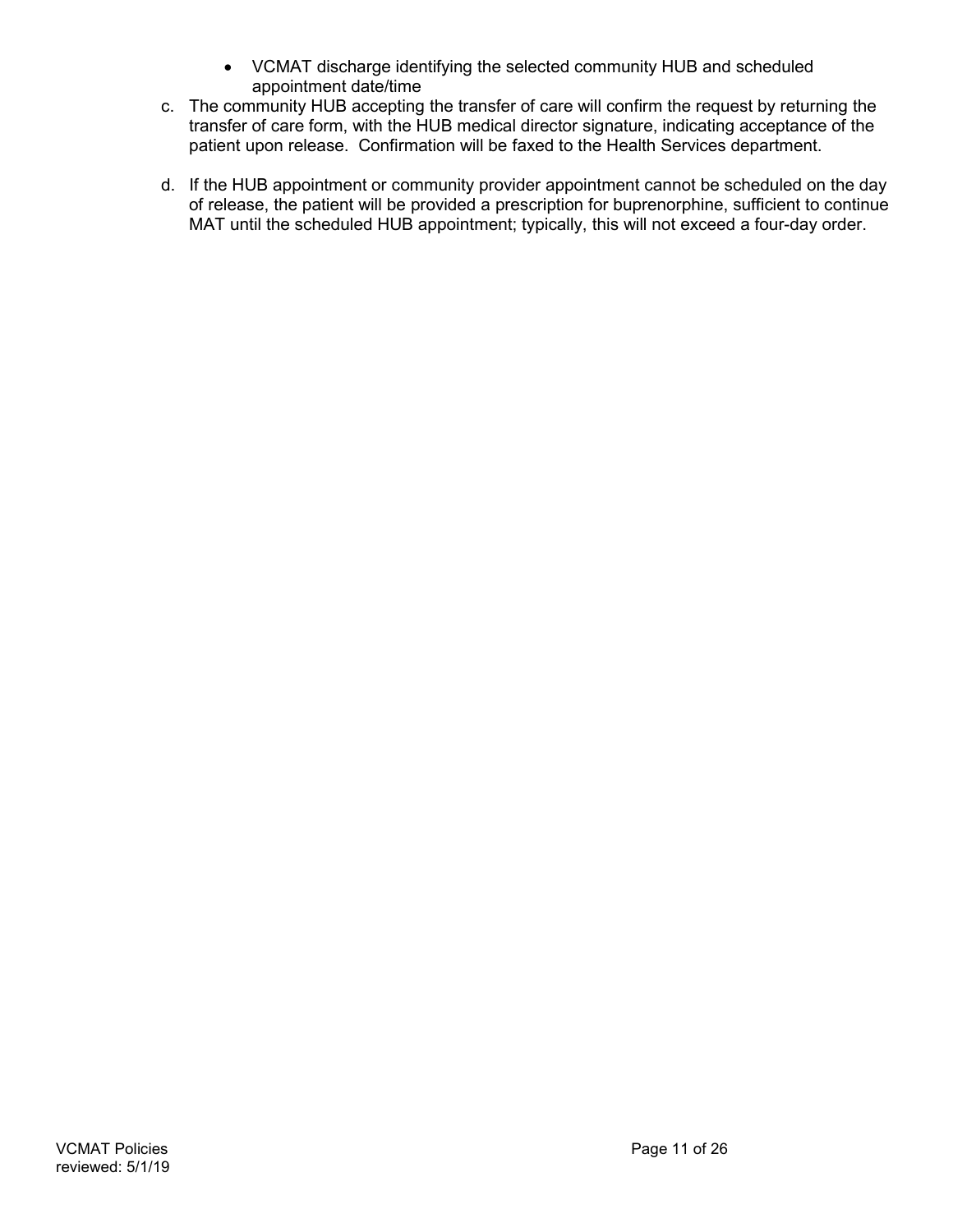- VCMAT discharge identifying the selected community HUB and scheduled appointment date/time

c. The community HUB accepting the transfer of care will confirm the request by returning the transfer of care form, with the HUB medical director signature, indicating acceptance of the patient upon release. Confirmation will be faxed to the Health Services department.

d. If the HUB appointment or community provider appointment cannot be scheduled on the day of release, the patient will be provided a prescription for buprenorphine, sufficient to continue MAT until the scheduled HUB appointment; typically, this will not exceed a four-day order.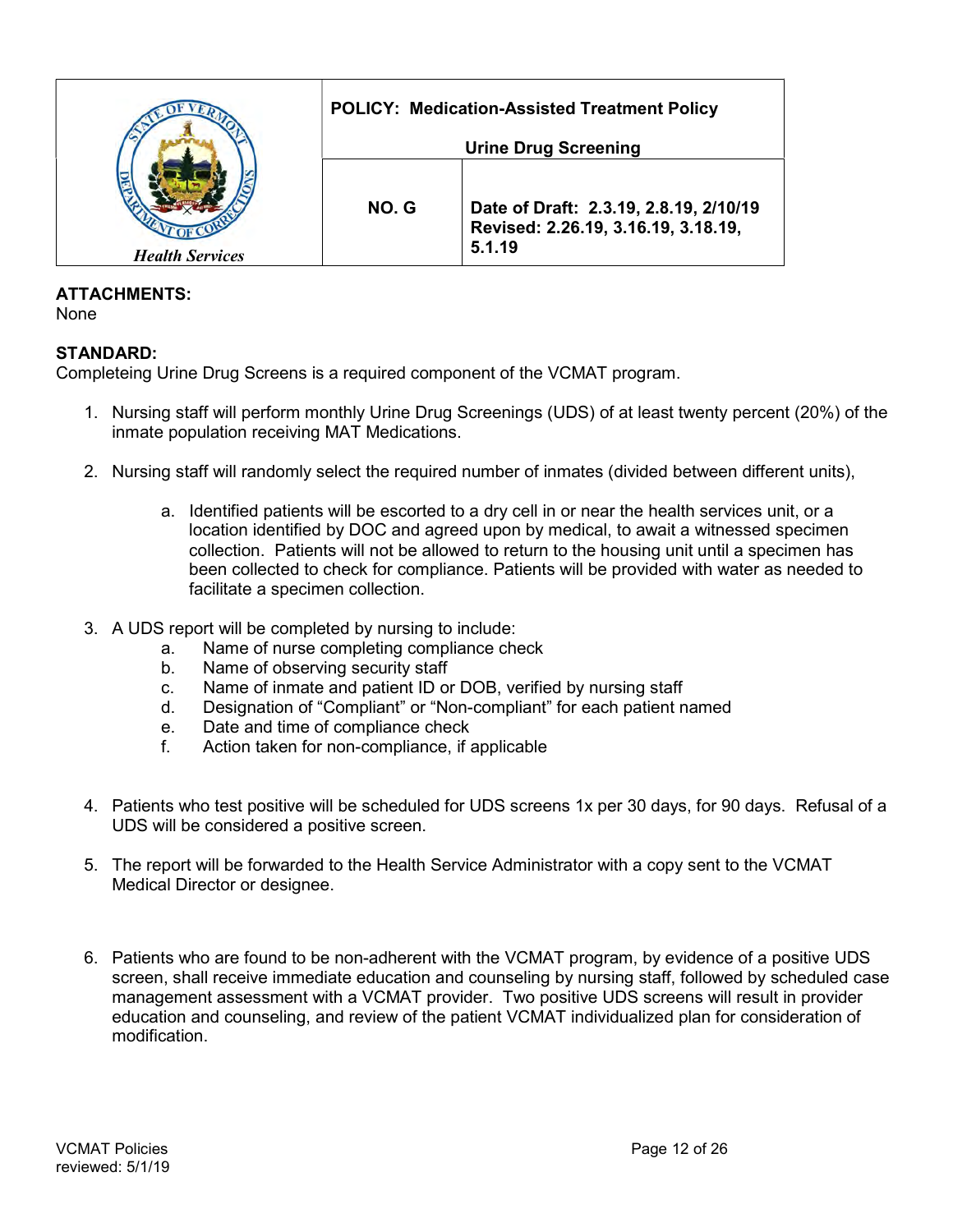| Health Services | **POLICY: Medication-Assisted Treatment Policy**<br><br>**Urine Drug Screening** | |
|---|---|---|
| | **NO. G** | **Date of Draft: 2.3.19, 2.8.19, 2/10/19**<br>**Revised: 2.26.19, 3.16.19, 3.18.19, 5.1.19** |

**ATTACHMENTS:**
None

**STANDARD:**
Completeing Urine Drug Screens is a required component of the VCMAT program.

1. Nursing staff will perform monthly Urine Drug Screenings (UDS) of at least twenty percent (20%) of the inmate population receiving MAT Medications.

2. Nursing staff will randomly select the required number of inmates (divided between different units),

   a. Identified patients will be escorted to a dry cell in or near the health services unit, or a location identified by DOC and agreed upon by medical, to await a witnessed specimen collection. Patients will not be allowed to return to the housing unit until a specimen has been collected to check for compliance. Patients will be provided with water as needed to facilitate a specimen collection.

3. A UDS report will be completed by nursing to include:
   a. Name of nurse completing compliance check
   b. Name of observing security staff
   c. Name of inmate and patient ID or DOB, verified by nursing staff
   d. Designation of “Compliant” or “Non-compliant” for each patient named
   e. Date and time of compliance check
   f. Action taken for non-compliance, if applicable

4. Patients who test positive will be scheduled for UDS screens 1x per 30 days, for 90 days. Refusal of a UDS will be considered a positive screen.

5. The report will be forwarded to the Health Service Administrator with a copy sent to the VCMAT Medical Director or designee.

6. Patients who are found to be non-adherent with the VCMAT program, by evidence of a positive UDS screen, shall receive immediate education and counseling by nursing staff, followed by scheduled case management assessment with a VCMAT provider. Two positive UDS screens will result in provider education and counseling, and review of the patient VCMAT individualized plan for consideration of modification.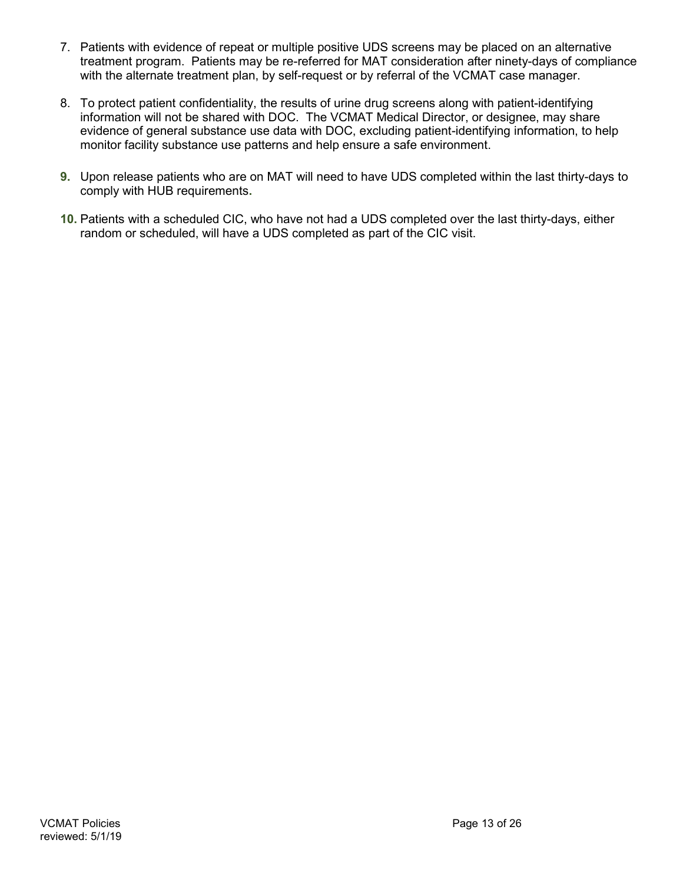7. Patients with evidence of repeat or multiple positive UDS screens may be placed on an alternative treatment program. Patients may be re-referred for MAT consideration after ninety-days of compliance with the alternate treatment plan, by self-request or by referral of the VCMAT case manager.

8. To protect patient confidentiality, the results of urine drug screens along with patient-identifying information will not be shared with DOC. The VCMAT Medical Director, or designee, may share evidence of general substance use data with DOC, excluding patient-identifying information, to help monitor facility substance use patterns and help ensure a safe environment.

9. Upon release patients who are on MAT will need to have UDS completed within the last thirty-days to comply with HUB requirements.

10. Patients with a scheduled CIC, who have not had a UDS completed over the last thirty-days, either random or scheduled, will have a UDS completed as part of the CIC visit.